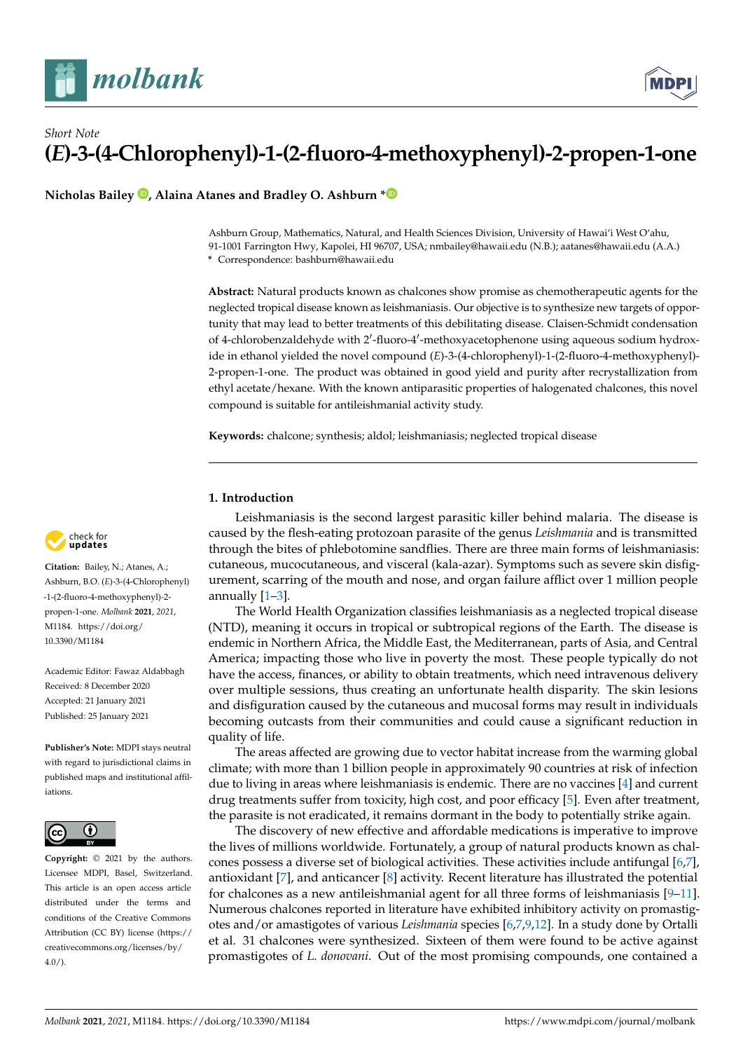Short Note

# (*E*)-3-(4-Chlorophenyl)-1-(2-fluoro-4-methoxyphenyl)-2-propen-1-one

**Nicholas Bailey, Alaina Atanes and Bradley O. Ashburn ***

Ashburn Group, Mathematics, Natural, and Health Sciences Division, University of Hawai'i West O'ahu, 91-1001 Farrington Hwy, Kapolei, HI 96707, USA; nmbailey@hawaii.edu (N.B.); aatanes@hawaii.edu (A.A.)
* Correspondence: bashburn@hawaii.edu

**Abstract:** Natural products known as chalcones show promise as chemotherapeutic agents for the neglected tropical disease known as leishmaniasis. Our objective is to synthesize new targets of opportunity that may lead to better treatments of this debilitating disease. Claisen-Schmidt condensation of 4-chlorobenzaldehyde with 2′-fluoro-4′-methoxyacetophenone using aqueous sodium hydroxide in ethanol yielded the novel compound (*E*)-3-(4-chlorophenyl)-1-(2-fluoro-4-methoxyphenyl)-2-propen-1-one. The product was obtained in good yield and purity after recrystallization from ethyl acetate/hexane. With the known antiparasitic properties of halogenated chalcones, this novel compound is suitable for antileishmanial activity study.

**Keywords:** chalcone; synthesis; aldol; leishmaniasis; neglected tropical disease

**Citation:** Bailey, N.; Atanes, A.; Ashburn, B.O. (*E*)-3-(4-Chlorophenyl)-1-(2-fluoro-4-methoxyphenyl)-2-propen-1-one. *Molbank* **2021**, *2021*, M1184. https://doi.org/10.3390/M1184

Academic Editor: Fawaz Aldabbagh

Received: 8 December 2020
Accepted: 21 January 2021
Published: 25 January 2021

**Publisher's Note:** MDPI stays neutral with regard to jurisdictional claims in published maps and institutional affiliations.

**Copyright:** © 2021 by the authors. Licensee MDPI, Basel, Switzerland. This article is an open access article distributed under the terms and conditions of the Creative Commons Attribution (CC BY) license (https://creativecommons.org/licenses/by/4.0/).

## 1. Introduction

Leishmaniasis is the second largest parasitic killer behind malaria. The disease is caused by the flesh-eating protozoan parasite of the genus *Leishmania* and is transmitted through the bites of phlebotomine sandflies. There are three main forms of leishmaniasis: cutaneous, mucocutaneous, and visceral (kala-azar). Symptoms such as severe skin disfigurement, scarring of the mouth and nose, and organ failure afflict over 1 million people annually [1–3].

The World Health Organization classifies leishmaniasis as a neglected tropical disease (NTD), meaning it occurs in tropical or subtropical regions of the Earth. The disease is endemic in Northern Africa, the Middle East, the Mediterranean, parts of Asia, and Central America; impacting those who live in poverty the most. These people typically do not have the access, finances, or ability to obtain treatments, which need intravenous delivery over multiple sessions, thus creating an unfortunate health disparity. The skin lesions and disfiguration caused by the cutaneous and mucosal forms may result in individuals becoming outcasts from their communities and could cause a significant reduction in quality of life.

The areas affected are growing due to vector habitat increase from the warming global climate; with more than 1 billion people in approximately 90 countries at risk of infection due to living in areas where leishmaniasis is endemic. There are no vaccines [4] and current drug treatments suffer from toxicity, high cost, and poor efficacy [5]. Even after treatment, the parasite is not eradicated, it remains dormant in the body to potentially strike again.

The discovery of new effective and affordable medications is imperative to improve the lives of millions worldwide. Fortunately, a group of natural products known as chalcones possess a diverse set of biological activities. These activities include antifungal [6,7], antioxidant [7], and anticancer [8] activity. Recent literature has illustrated the potential for chalcones as a new antileishmanial agent for all three forms of leishmaniasis [9–11]. Numerous chalcones reported in literature have exhibited inhibitory activity on promastigotes and/or amastigotes of various *Leishmania* species [6,7,9,12]. In a study done by Ortalli et al. 31 chalcones were synthesized. Sixteen of them were found to be active against promastigotes of *L. donovani*. Out of the most promising compounds, one contained a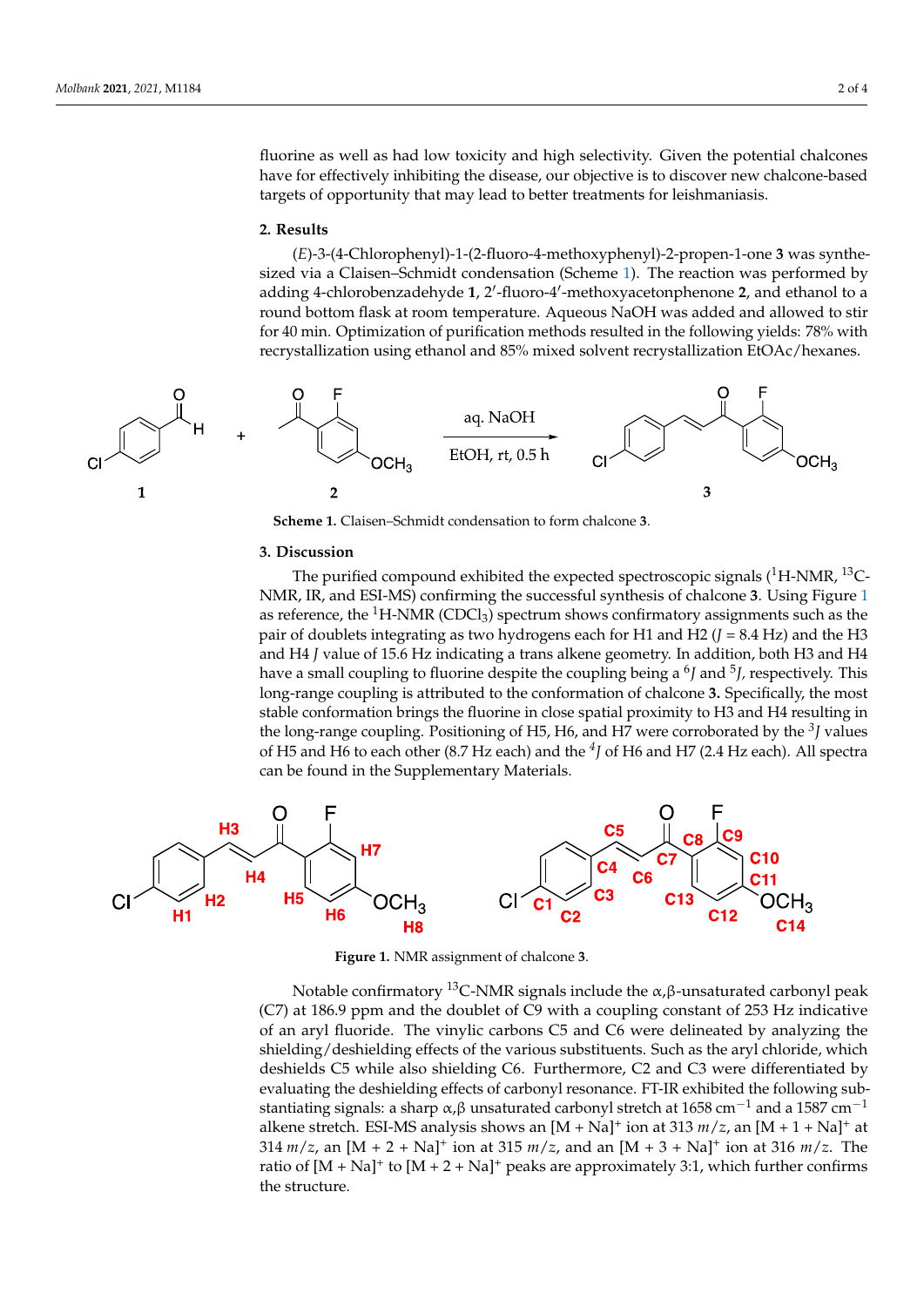fluorine as well as had low toxicity and high selectivity. Given the potential chalcones have for effectively inhibiting the disease, our objective is to discover new chalcone-based targets of opportunity that may lead to better treatments for leishmaniasis.

## 2. Results

(*E*)-3-(4-Chlorophenyl)-1-(2-fluoro-4-methoxyphenyl)-2-propen-1-one **3** was synthesized via a Claisen–Schmidt condensation (Scheme 1). The reaction was performed by adding 4-chlorobenzadehyde **1**, 2′-fluoro-4′-methoxyacetonphenone **2**, and ethanol to a round bottom flask at room temperature. Aqueous NaOH was added and allowed to stir for 40 min. Optimization of purification methods resulted in the following yields: 78% with recrystallization using ethanol and 85% mixed solvent recrystallization EtOAc/hexanes.

**Scheme 1.** Claisen–Schmidt condensation to form chalcone **3**.

## 3. Discussion

The purified compound exhibited the expected spectroscopic signals ($^1$H-NMR, $^{13}$C-NMR, IR, and ESI-MS) confirming the successful synthesis of chalcone **3**. Using Figure 1 as reference, the $^1$H-NMR ($CDCl_3$) spectrum shows confirmatory assignments such as the pair of doublets integrating as two hydrogens each for H1 and H2 ($J$ = 8.4 Hz) and the H3 and H4 $J$ value of 15.6 Hz indicating a trans alkene geometry. In addition, both H3 and H4 have a small coupling to fluorine despite the coupling being a $^6J$ and $^5J$, respectively. This long-range coupling is attributed to the conformation of chalcone **3**. Specifically, the most stable conformation brings the fluorine in close spatial proximity to H3 and H4 resulting in the long-range coupling. Positioning of H5, H6, and H7 were corroborated by the $^3J$ values of H5 and H6 to each other (8.7 Hz each) and the $^4J$ of H6 and H7 (2.4 Hz each). All spectra can be found in the Supplementary Materials.

**Figure 1.** NMR assignment of chalcone **3**.

Notable confirmatory $^{13}$C-NMR signals include the α,β-unsaturated carbonyl peak (C7) at 186.9 ppm and the doublet of C9 with a coupling constant of 253 Hz indicative of an aryl fluoride. The vinylic carbons C5 and C6 were delineated by analyzing the shielding/deshielding effects of the various substituents. Such as the aryl chloride, which deshields C5 while also shielding C6. Furthermore, C2 and C3 were differentiated by evaluating the deshielding effects of carbonyl resonance. FT-IR exhibited the following substantiating signals: a sharp α,β unsaturated carbonyl stretch at 1658 cm$^{-1}$ and a 1587 cm$^{-1}$ alkene stretch. ESI-MS analysis shows an $[M + Na]^+$ ion at 313 $m/z$, an $[M + 1 + Na]^+$ at 314 $m/z$, an $[M + 2 + Na]^+$ ion at 315 $m/z$, and an $[M + 3 + Na]^+$ ion at 316 $m/z$. The ratio of $[M + Na]^+$ to $[M + 2 + Na]^+$ peaks are approximately 3:1, which further confirms the structure.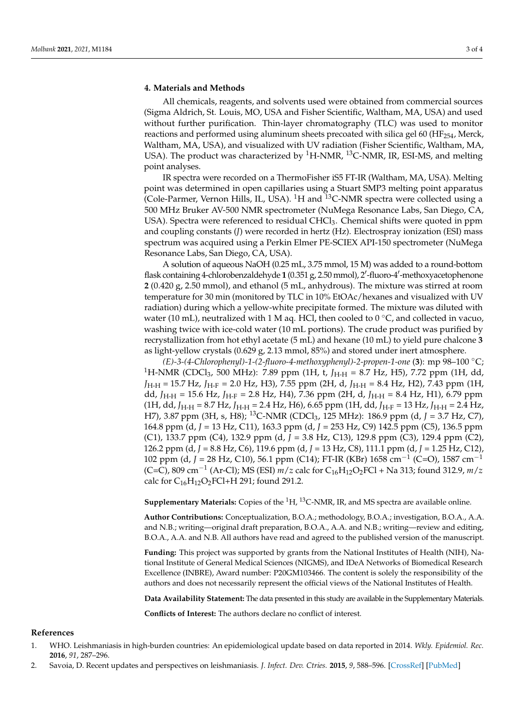## 4. Materials and Methods

All chemicals, reagents, and solvents used were obtained from commercial sources (Sigma Aldrich, St. Louis, MO, USA and Fisher Scientific, Waltham, MA, USA) and used without further purification. Thin-layer chromatography (TLC) was used to monitor reactions and performed using aluminum sheets precoated with silica gel 60 ($HF_{254}$, Merck, Waltham, MA, USA), and visualized with UV radiation (Fisher Scientific, Waltham, MA, USA). The product was characterized by $^1$H-NMR, $^{13}$C-NMR, IR, ESI-MS, and melting point analyses.

IR spectra were recorded on a ThermoFisher iS5 FT-IR (Waltham, MA, USA). Melting point was determined in open capillaries using a Stuart SMP3 melting point apparatus (Cole-Parmer, Vernon Hills, IL, USA). $^1$H and $^{13}$C-NMR spectra were collected using a 500 MHz Bruker AV-500 NMR spectrometer (NuMega Resonance Labs, San Diego, CA, USA). Spectra were referenced to residual $CHCl_3$. Chemical shifts were quoted in ppm and coupling constants ($J$) were recorded in hertz (Hz). Electrospray ionization (ESI) mass spectrum was acquired using a Perkin Elmer PE-SCIEX API-150 spectrometer (NuMega Resonance Labs, San Diego, CA, USA).

A solution of aqueous NaOH (0.25 mL, 3.75 mmol, 15 M) was added to a round-bottom flask containing 4-chlorobenzaldehyde **1** (0.351 g, 2.50 mmol), 2′-fluoro-4′-methoxyacetophenone **2** (0.420 g, 2.50 mmol), and ethanol (5 mL, anhydrous). The mixture was stirred at room temperature for 30 min (monitored by TLC in 10% EtOAc/hexanes and visualized with UV radiation) during which a yellow-white precipitate formed. The mixture was diluted with water (10 mL), neutralized with 1 M aq. HCl, then cooled to 0 °C, and collected in vacuo, washing twice with ice-cold water (10 mL portions). The crude product was purified by recrystallization from hot ethyl acetate (5 mL) and hexane (10 mL) to yield pure chalcone **3** as light-yellow crystals (0.629 g, 2.13 mmol, 85%) and stored under inert atmosphere.

*(E)-3-(4-Chlorophenyl)-1-(2-fluoro-4-methoxyphenyl)-2-propen-1-one* (**3**): mp 98–100 °C; $^1$H-NMR ($CDCl_3$, 500 MHz): 7.89 ppm (1H, t, $J_{H\text{-}H}$ = 8.7 Hz, H5), 7.72 ppm (1H, dd, $J_{H\text{-}H}$ = 15.7 Hz, $J_{H\text{-}F}$ = 2.0 Hz, H3), 7.55 ppm (2H, d, $J_{H\text{-}H}$ = 8.4 Hz, H2), 7.43 ppm (1H, dd, $J_{H\text{-}H}$ = 15.6 Hz, $J_{H\text{-}F}$ = 2.8 Hz, H4), 7.36 ppm (2H, d, $J_{H\text{-}H}$ = 8.4 Hz, H1), 6.79 ppm (1H, dd, $J_{H\text{-}H}$ = 8.7 Hz, $J_{H\text{-}H}$ = 2.4 Hz, H6), 6.65 ppm (1H, dd, $J_{H\text{-}F}$ = 13 Hz, $J_{H\text{-}H}$ = 2.4 Hz, H7), 3.87 ppm (3H, s, H8); $^{13}$C-NMR ($CDCl_3$, 125 MHz): 186.9 ppm (d, $J$ = 3.7 Hz, C7), 164.8 ppm (d, $J$ = 13 Hz, C11), 163.3 ppm (d, $J$ = 253 Hz, C9) 142.5 ppm (C5), 136.5 ppm (C1), 133.7 ppm (C4), 132.9 ppm (d, $J$ = 3.8 Hz, C13), 129.8 ppm (C3), 129.4 ppm (C2), 126.2 ppm (d, $J$ = 8.8 Hz, C6), 119.6 ppm (d, $J$ = 13 Hz, C8), 111.1 ppm (d, $J$ = 1.25 Hz, C12), 102 ppm (d, $J$ = 28 Hz, C10), 56.1 ppm (C14); FT-IR (KBr) 1658 cm$^{-1}$ (C=O), 1587 cm$^{-1}$ (C=C), 809 cm$^{-1}$ (Ar-Cl); MS (ESI) $m/z$ calc for $C_{16}H_{12}O_2FCl$ + Na 313; found 312.9, $m/z$ calc for $C_{16}H_{12}O_2FCl$+H 291; found 291.2.

**Supplementary Materials:** Copies of the $^1$H, $^{13}$C-NMR, IR, and MS spectra are available online.

**Author Contributions:** Conceptualization, B.O.A.; methodology, B.O.A.; investigation, B.O.A., A.A. and N.B.; writing—original draft preparation, B.O.A., A.A. and N.B.; writing—review and editing, B.O.A., A.A. and N.B. All authors have read and agreed to the published version of the manuscript.

**Funding:** This project was supported by grants from the National Institutes of Health (NIH), National Institute of General Medical Sciences (NIGMS), and IDeA Networks of Biomedical Research Excellence (INBRE), Award number: P20GM103466. The content is solely the responsibility of the authors and does not necessarily represent the official views of the National Institutes of Health.

**Data Availability Statement:** The data presented in this study are available in the Supplementary Materials.

**Conflicts of Interest:** The authors declare no conflict of interest.

## References

1. WHO. Leishmaniasis in high-burden countries: An epidemiological update based on data reported in 2014. *Wkly. Epidemiol. Rec.* **2016**, *91*, 287–296.
2. Savoia, D. Recent updates and perspectives on leishmaniasis. *J. Infect. Dev. Ctries.* **2015**, *9*, 588–596. [CrossRef] [PubMed]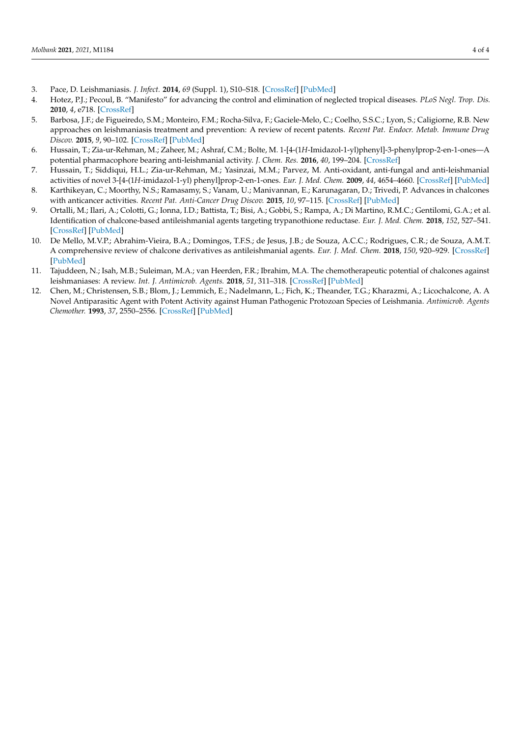3. Pace, D. Leishmaniasis. *J. Infect.* **2014**, *69* (Suppl. 1), S10–S18. [CrossRef] [PubMed]
4. Hotez, P.J.; Pecoul, B. "Manifesto" for advancing the control and elimination of neglected tropical diseases. *PLoS Negl. Trop. Dis.* **2010**, *4*, e718. [CrossRef]
5. Barbosa, J.F.; de Figueiredo, S.M.; Monteiro, F.M.; Rocha-Silva, F.; Gaciele-Melo, C.; Coelho, S.S.C.; Lyon, S.; Caligiorne, R.B. New approaches on leishmaniasis treatment and prevention: A review of recent patents. *Recent Pat. Endocr. Metab. Immune Drug Discov.* **2015**, *9*, 90–102. [CrossRef] [PubMed]
6. Hussain, T.; Zia-ur-Rehman, M.; Zaheer, M.; Ashraf, C.M.; Bolte, M. 1-[4-(1*H*-Imidazol-1-yl)phenyl]-3-phenylprop-2-en-1-ones—A potential pharmacophore bearing anti-leishmanial activity. *J. Chem. Res.* **2016**, *40*, 199–204. [CrossRef]
7. Hussain, T.; Siddiqui, H.L.; Zia-ur-Rehman, M.; Yasinzai, M.M.; Parvez, M. Anti-oxidant, anti-fungal and anti-leishmanial activities of novel 3-[4-(1*H*-imidazol-1-yl) phenyl]prop-2-en-1-ones. *Eur. J. Med. Chem.* **2009**, *44*, 4654–4660. [CrossRef] [PubMed]
8. Karthikeyan, C.; Moorthy, N.S.; Ramasamy, S.; Vanam, U.; Manivannan, E.; Karunagaran, D.; Trivedi, P. Advances in chalcones with anticancer activities. *Recent Pat. Anti-Cancer Drug Discov.* **2015**, *10*, 97–115. [CrossRef] [PubMed]
9. Ortalli, M.; Ilari, A.; Colotti, G.; Ionna, I.D.; Battista, T.; Bisi, A.; Gobbi, S.; Rampa, A.; Di Martino, R.M.C.; Gentilomi, G.A.; et al. Identification of chalcone-based antileishmanial agents targeting trypanothione reductase. *Eur. J. Med. Chem.* **2018**, *152*, 527–541. [CrossRef] [PubMed]
10. De Mello, M.V.P.; Abrahim-Vieira, B.A.; Domingos, T.F.S.; de Jesus, J.B.; de Souza, A.C.C.; Rodrigues, C.R.; de Souza, A.M.T. A comprehensive review of chalcone derivatives as antileishmanial agents. *Eur. J. Med. Chem.* **2018**, *150*, 920–929. [CrossRef] [PubMed]
11. Tajuddeen, N.; Isah, M.B.; Suleiman, M.A.; van Heerden, F.R.; Ibrahim, M.A. The chemotherapeutic potential of chalcones against leishmaniases: A review. *Int. J. Antimicrob. Agents.* **2018**, *51*, 311–318. [CrossRef] [PubMed]
12. Chen, M.; Christensen, S.B.; Blom, J.; Lemmich, E.; Nadelmann, L.; Fich, K.; Theander, T.G.; Kharazmi, A.; Licochalcone, A. A Novel Antiparasitic Agent with Potent Activity against Human Pathogenic Protozoan Species of Leishmania. *Antimicrob. Agents Chemother.* **1993**, *37*, 2550–2556. [CrossRef] [PubMed]